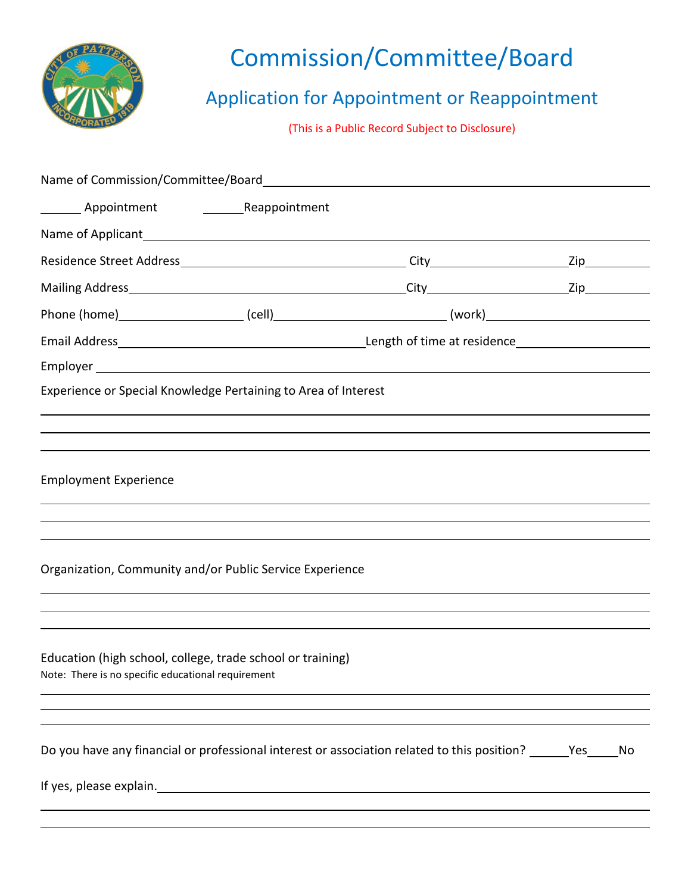# Commission/Committee/Board

## Application for Appointment or Reappointment

(This is a Public Record Subject to Disclosure)

Name of Commission/Committee/Board ______________________________________________

______ Appointment ______ Reappointment

Name of Applicant ______________________________________________

Residence Street Address ______________________ City ______________ Zip ________

Mailing Address ______________________ City ______________ Zip ________

Phone (home) ______________ (cell) ______________ (work) ______________

Email Address ______________________ Length of time at residence ______________

Employer ______________________________________________

Experience or Special Knowledge Pertaining to Area of Interest

______________________________________________

______________________________________________

______________________________________________

Employment Experience

______________________________________________

______________________________________________

______________________________________________

Organization, Community and/or Public Service Experience

______________________________________________

______________________________________________

______________________________________________

Education (high school, college, trade school or training)

Note: There is no specific educational requirement

______________________________________________

______________________________________________

______________________________________________

Do you have any financial or professional interest or association related to this position? ______ Yes ______ No

If yes, please explain. ______________________________________________

______________________________________________

______________________________________________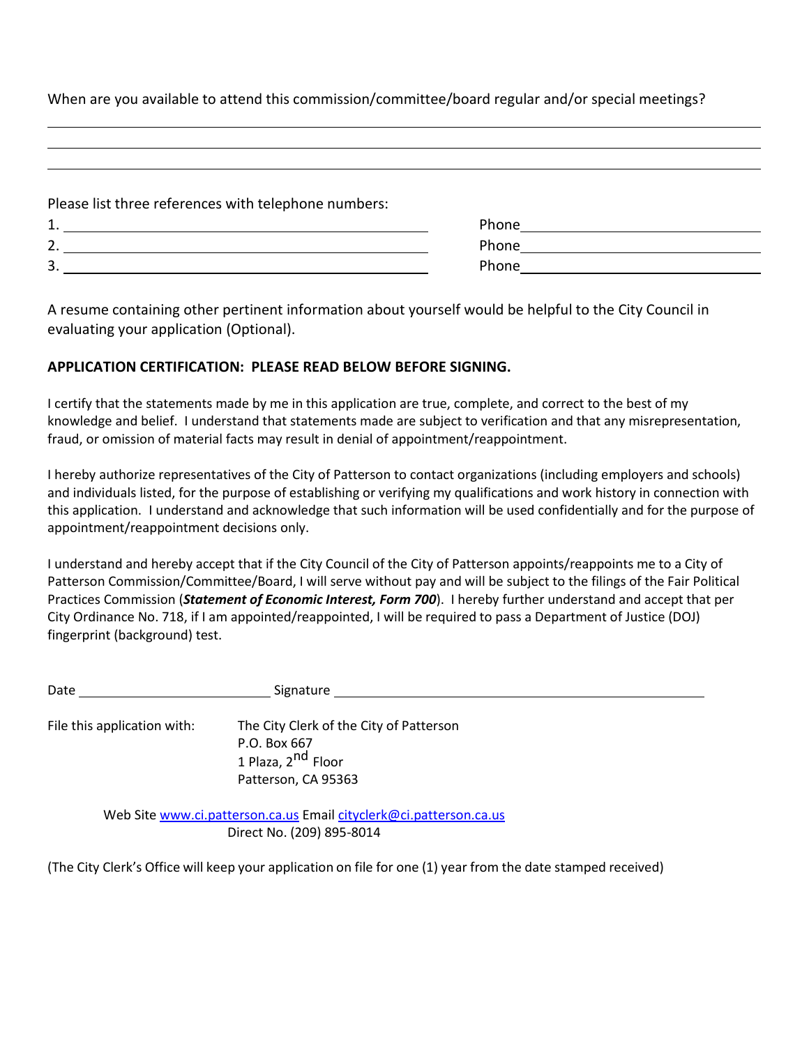When are you available to attend this commission/committee/board regular and/or special meetings?

\_\_\_\_\_\_\_\_\_\_\_\_\_\_\_\_\_\_\_\_\_\_\_\_\_\_\_\_\_\_\_\_\_\_\_\_\_\_\_\_\_\_\_\_\_\_\_\_\_\_\_\_\_\_\_\_\_\_\_\_\_\_\_\_\_\_\_\_\_\_\_\_\_\_\_\_\_\_

\_\_\_\_\_\_\_\_\_\_\_\_\_\_\_\_\_\_\_\_\_\_\_\_\_\_\_\_\_\_\_\_\_\_\_\_\_\_\_\_\_\_\_\_\_\_\_\_\_\_\_\_\_\_\_\_\_\_\_\_\_\_\_\_\_\_\_\_\_\_\_\_\_\_\_\_\_\_

\_\_\_\_\_\_\_\_\_\_\_\_\_\_\_\_\_\_\_\_\_\_\_\_\_\_\_\_\_\_\_\_\_\_\_\_\_\_\_\_\_\_\_\_\_\_\_\_\_\_\_\_\_\_\_\_\_\_\_\_\_\_\_\_\_\_\_\_\_\_\_\_\_\_\_\_\_\_

Please list three references with telephone numbers:

1. \_\_\_\_\_\_\_\_\_\_\_\_\_\_\_\_\_\_\_\_\_\_\_\_\_\_\_\_\_\_\_\_\_\_\_\_\_\_\_\_ Phone\_\_\_\_\_\_\_\_\_\_\_\_\_\_\_\_\_\_\_\_\_\_\_\_\_\_\_\_
2. \_\_\_\_\_\_\_\_\_\_\_\_\_\_\_\_\_\_\_\_\_\_\_\_\_\_\_\_\_\_\_\_\_\_\_\_\_\_\_\_ Phone\_\_\_\_\_\_\_\_\_\_\_\_\_\_\_\_\_\_\_\_\_\_\_\_\_\_\_\_
3. \_\_\_\_\_\_\_\_\_\_\_\_\_\_\_\_\_\_\_\_\_\_\_\_\_\_\_\_\_\_\_\_\_\_\_\_\_\_\_\_ Phone\_\_\_\_\_\_\_\_\_\_\_\_\_\_\_\_\_\_\_\_\_\_\_\_\_\_\_\_

A resume containing other pertinent information about yourself would be helpful to the City Council in evaluating your application (Optional).

**APPLICATION CERTIFICATION: PLEASE READ BELOW BEFORE SIGNING.**

I certify that the statements made by me in this application are true, complete, and correct to the best of my knowledge and belief. I understand that statements made are subject to verification and that any misrepresentation, fraud, or omission of material facts may result in denial of appointment/reappointment.

I hereby authorize representatives of the City of Patterson to contact organizations (including employers and schools) and individuals listed, for the purpose of establishing or verifying my qualifications and work history in connection with this application. I understand and acknowledge that such information will be used confidentially and for the purpose of appointment/reappointment decisions only.

I understand and hereby accept that if the City Council of the City of Patterson appoints/reappoints me to a City of Patterson Commission/Committee/Board, I will serve without pay and will be subject to the filings of the Fair Political Practices Commission (***Statement of Economic Interest, Form 700***). I hereby further understand and accept that per City Ordinance No. 718, if I am appointed/reappointed, I will be required to pass a Department of Justice (DOJ) fingerprint (background) test.

Date \_\_\_\_\_\_\_\_\_\_\_\_\_\_\_\_\_\_\_\_ Signature \_\_\_\_\_\_\_\_\_\_\_\_\_\_\_\_\_\_\_\_\_\_\_\_\_\_\_\_\_\_\_\_\_\_\_\_\_\_\_\_

File this application with:

The City Clerk of the City of Patterson
P.O. Box 667
1 Plaza, 2nd Floor
Patterson, CA 95363

Web Site www.ci.patterson.ca.us Email cityclerk@ci.patterson.ca.us
Direct No. (209) 895-8014

(The City Clerk's Office will keep your application on file for one (1) year from the date stamped received)